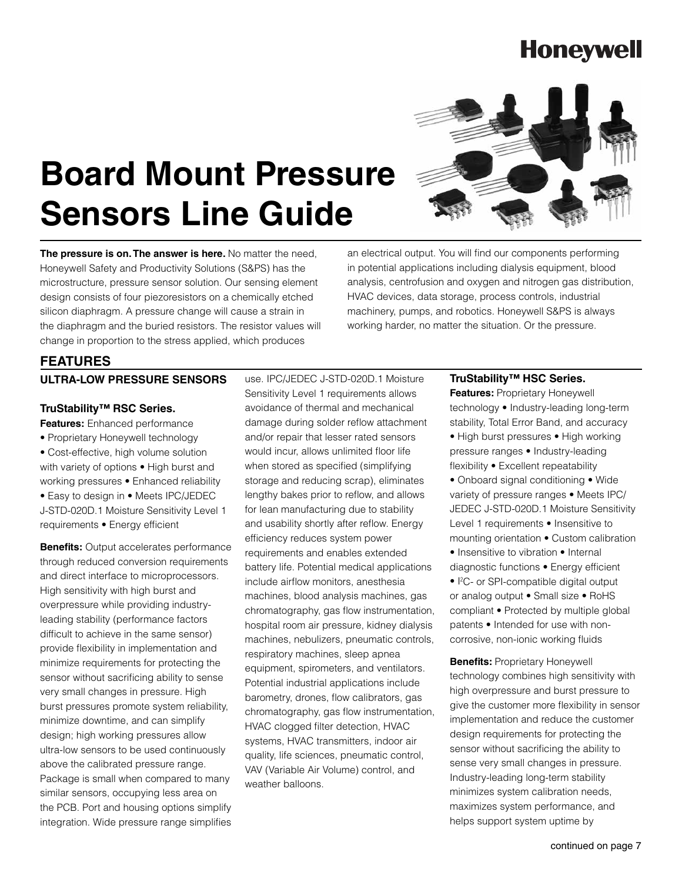Honeywell

# Board Mount Pressure Sensors Line Guide

**The pressure is on. The answer is here.** No matter the need, Honeywell Safety and Productivity Solutions (S&PS) has the microstructure, pressure sensor solution. Our sensing element design consists of four piezoresistors on a chemically etched silicon diaphragm. A pressure change will cause a strain in the diaphragm and the buried resistors. The resistor values will change in proportion to the stress applied, which produces an electrical output. You will find our components performing in potential applications including dialysis equipment, blood analysis, centrofusion and oxygen and nitrogen gas distribution, HVAC devices, data storage, process controls, industrial machinery, pumps, and robotics. Honeywell S&PS is always working harder, no matter the situation. Or the pressure.

## FEATURES

### ULTRA-LOW PRESSURE SENSORS

#### TruStability™ RSC Series.

**Features:** Enhanced performance • Proprietary Honeywell technology • Cost-effective, high volume solution with variety of options • High burst and working pressures • Enhanced reliability • Easy to design in • Meets IPC/JEDEC J-STD-020D.1 Moisture Sensitivity Level 1 requirements • Energy efficient

**Benefits:** Output accelerates performance through reduced conversion requirements and direct interface to microprocessors. High sensitivity with high burst and overpressure while providing industry-leading stability (performance factors difficult to achieve in the same sensor) provide flexibility in implementation and minimize requirements for protecting the sensor without sacrificing ability to sense very small changes in pressure. High burst pressures promote system reliability, minimize downtime, and can simplify design; high working pressures allow ultra-low sensors to be used continuously above the calibrated pressure range. Package is small when compared to many similar sensors, occupying less area on the PCB. Port and housing options simplify integration. Wide pressure range simplifies use. IPC/JEDEC J-STD-020D.1 Moisture Sensitivity Level 1 requirements allows avoidance of thermal and mechanical damage during solder reflow attachment and/or repair that lesser rated sensors would incur, allows unlimited floor life when stored as specified (simplifying storage and reducing scrap), eliminates lengthy bakes prior to reflow, and allows for lean manufacturing due to stability and usability shortly after reflow. Energy efficiency reduces system power requirements and enables extended battery life. Potential medical applications include airflow monitors, anesthesia machines, blood analysis machines, gas chromatography, gas flow instrumentation, hospital room air pressure, kidney dialysis machines, nebulizers, pneumatic controls, respiratory machines, sleep apnea equipment, spirometers, and ventilators. Potential industrial applications include barometry, drones, flow calibrators, gas chromatography, gas flow instrumentation, HVAC clogged filter detection, HVAC systems, HVAC transmitters, indoor air quality, life sciences, pneumatic control, VAV (Variable Air Volume) control, and weather balloons.

#### TruStability™ HSC Series.

**Features:** Proprietary Honeywell technology • Industry-leading long-term stability, Total Error Band, and accuracy • High burst pressures • High working pressure ranges • Industry-leading flexibility • Excellent repeatability • Onboard signal conditioning • Wide variety of pressure ranges • Meets IPC/JEDEC J-STD-020D.1 Moisture Sensitivity Level 1 requirements • Insensitive to mounting orientation • Custom calibration • Insensitive to vibration • Internal diagnostic functions • Energy efficient • I²C- or SPI-compatible digital output or analog output • Small size • RoHS compliant • Protected by multiple global patents • Intended for use with non-corrosive, non-ionic working fluids

**Benefits:** Proprietary Honeywell technology combines high sensitivity with high overpressure and burst pressure to give the customer more flexibility in sensor implementation and reduce the customer design requirements for protecting the sensor without sacrificing the ability to sense very small changes in pressure. Industry-leading long-term stability minimizes system calibration needs, maximizes system performance, and helps support system uptime by

continued on page 7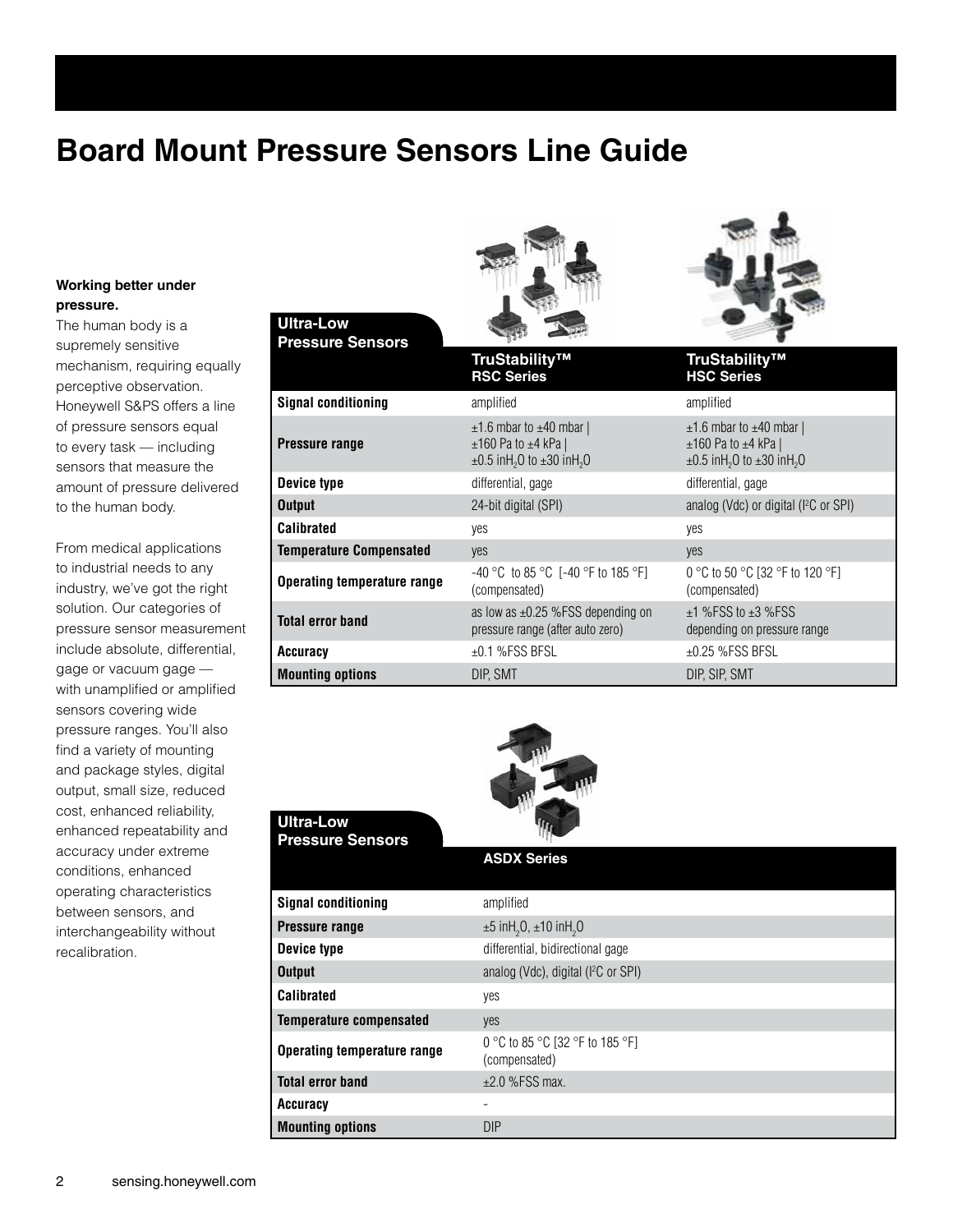# Board Mount Pressure Sensors Line Guide

**Working better under pressure.**
The human body is a supremely sensitive mechanism, requiring equally perceptive observation. Honeywell S&PS offers a line of pressure sensors equal to every task — including sensors that measure the amount of pressure delivered to the human body.

From medical applications to industrial needs to any industry, we've got the right solution. Our categories of pressure sensor measurement include absolute, differential, gage or vacuum gage — with unamplified or amplified sensors covering wide pressure ranges. You'll also find a variety of mounting and package styles, digital output, small size, reduced cost, enhanced reliability, enhanced repeatability and accuracy under extreme conditions, enhanced operating characteristics between sensors, and interchangeability without recalibration.

| Ultra-Low Pressure Sensors | TruStability™ RSC Series | TruStability™ HSC Series |
|---|---|---|
| **Signal conditioning** | amplified | amplified |
| **Pressure range** | ±1.6 mbar to ±40 mbar \| ±160 Pa to ±4 kPa \| ±0.5 inH$_2$O to ±30 inH$_2$O | ±1.6 mbar to ±40 mbar \| ±160 Pa to ±4 kPa \| ±0.5 inH$_2$O to ±30 inH$_2$O |
| **Device type** | differential, gage | differential, gage |
| **Output** | 24-bit digital (SPI) | analog (Vdc) or digital (I$^2$C or SPI) |
| **Calibrated** | yes | yes |
| **Temperature Compensated** | yes | yes |
| **Operating temperature range** | -40 °C to 85 °C [-40 °F to 185 °F] (compensated) | 0 °C to 50 °C [32 °F to 120 °F] (compensated) |
| **Total error band** | as low as ±0.25 %FSS depending on pressure range (after auto zero) | ±1 %FSS to ±3 %FSS depending on pressure range |
| **Accuracy** | ±0.1 %FSS BFSL | ±0.25 %FSS BFSL |
| **Mounting options** | DIP, SMT | DIP, SIP, SMT |

| Ultra-Low Pressure Sensors | ASDX Series |
|---|---|
| **Signal conditioning** | amplified |
| **Pressure range** | ±5 inH$_2$O, ±10 inH$_2$O |
| **Device type** | differential, bidirectional gage |
| **Output** | analog (Vdc), digital (I$^2$C or SPI) |
| **Calibrated** | yes |
| **Temperature compensated** | yes |
| **Operating temperature range** | 0 °C to 85 °C [32 °F to 185 °F] (compensated) |
| **Total error band** | ±2.0 %FSS max. |
| **Accuracy** | - |
| **Mounting options** | DIP |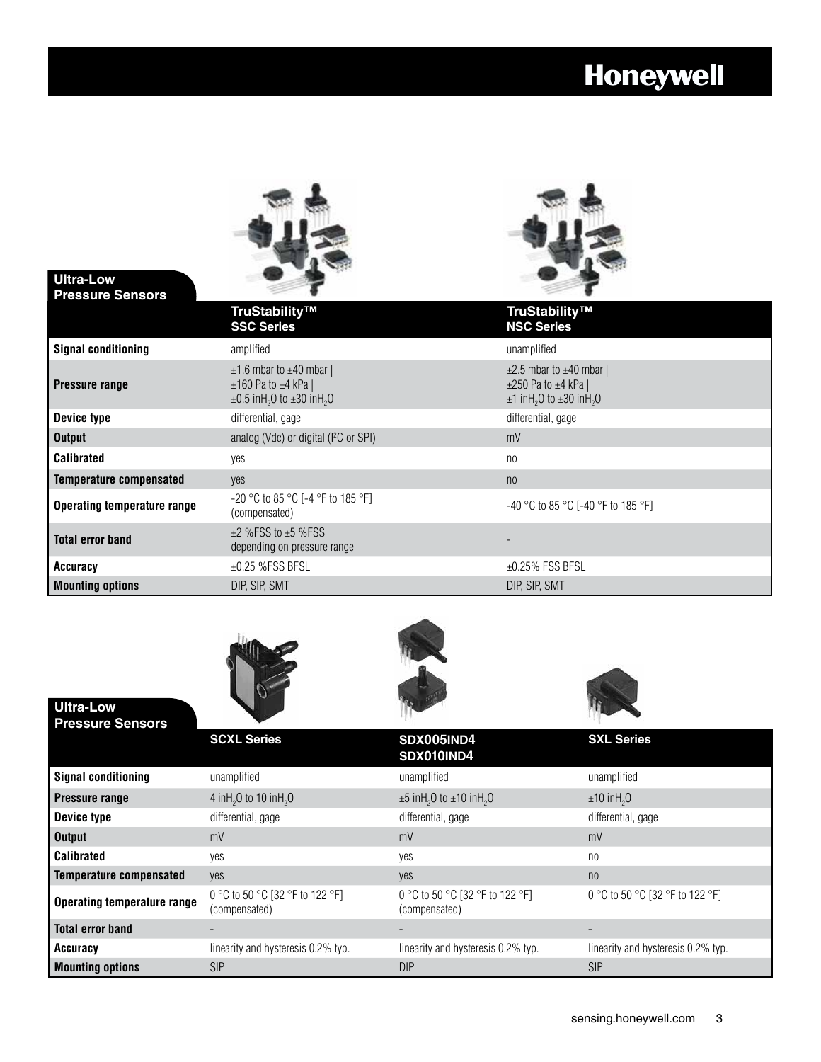| Ultra-Low Pressure Sensors | TruStability™ SSC Series | TruStability™ NSC Series |
|---|---|---|
| **Signal conditioning** | amplified | unamplified |
| **Pressure range** | ±1.6 mbar to ±40 mbar \| ±160 Pa to ±4 kPa \| ±0.5 $inH_2O$ to ±30 $inH_2O$ | ±2.5 mbar to ±40 mbar \| ±250 Pa to ±4 kPa \| ±1 $inH_2O$ to ±30 $inH_2O$ |
| **Device type** | differential, gage | differential, gage |
| **Output** | analog (Vdc) or digital ($I^2C$ or SPI) | mV |
| **Calibrated** | yes | no |
| **Temperature compensated** | yes | no |
| **Operating temperature range** | -20 °C to 85 °C [-4 °F to 185 °F] (compensated) | -40 °C to 85 °C [-40 °F to 185 °F] |
| **Total error band** | ±2 %FSS to ±5 %FSS depending on pressure range | - |
| **Accuracy** | ±0.25 %FSS BFSL | ±0.25% FSS BFSL |
| **Mounting options** | DIP, SIP, SMT | DIP, SIP, SMT |

| Ultra-Low Pressure Sensors | SCXL Series | SDX005IND4 SDX010IND4 | SXL Series |
|---|---|---|---|
| **Signal conditioning** | unamplified | unamplified | unamplified |
| **Pressure range** | 4 $inH_2O$ to 10 $inH_2O$ | ±5 $inH_2O$ to ±10 $inH_2O$ | ±10 $inH_2O$ |
| **Device type** | differential, gage | differential, gage | differential, gage |
| **Output** | mV | mV | mV |
| **Calibrated** | yes | yes | no |
| **Temperature compensated** | yes | yes | no |
| **Operating temperature range** | 0 °C to 50 °C [32 °F to 122 °F] (compensated) | 0 °C to 50 °C [32 °F to 122 °F] (compensated) | 0 °C to 50 °C [32 °F to 122 °F] |
| **Total error band** | - | - | - |
| **Accuracy** | linearity and hysteresis 0.2% typ. | linearity and hysteresis 0.2% typ. | linearity and hysteresis 0.2% typ. |
| **Mounting options** | SIP | DIP | SIP |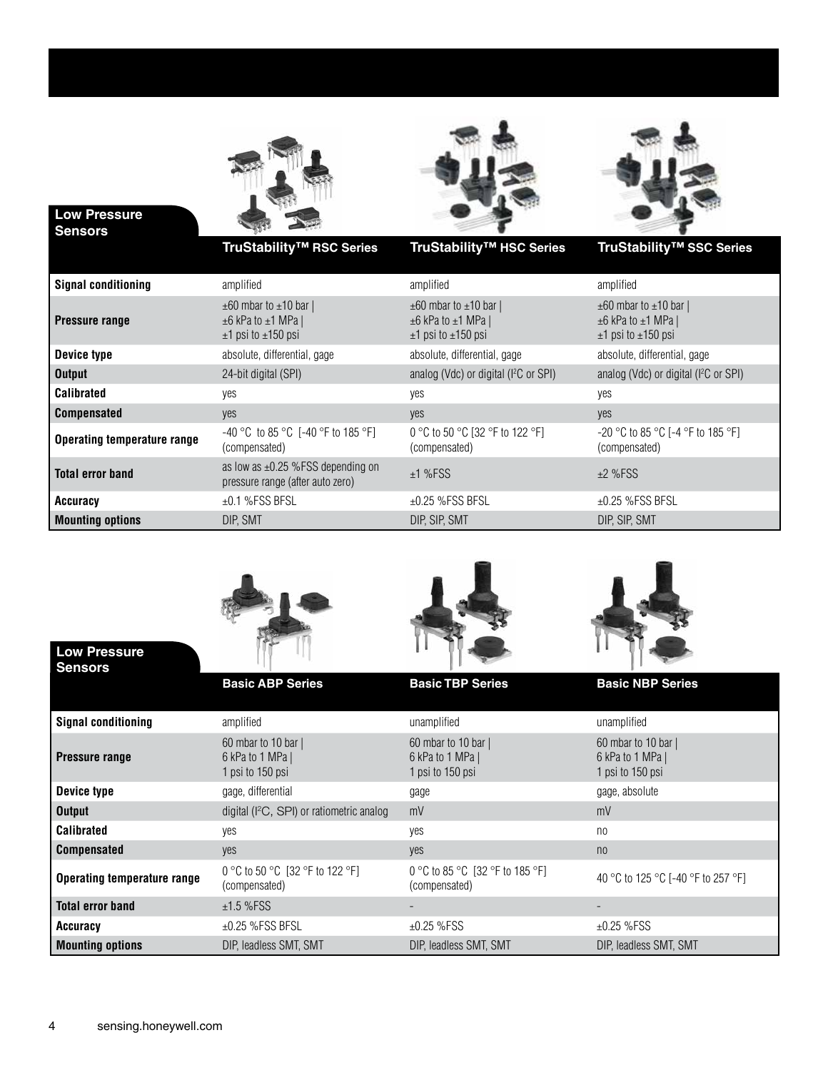## Low Pressure Sensors

| | TruStability™ RSC Series | TruStability™ HSC Series | TruStability™ SSC Series |
|---|---|---|---|
| **Signal conditioning** | amplified | amplified | amplified |
| **Pressure range** | ±60 mbar to ±10 bar \| ±6 kPa to ±1 MPa \| ±1 psi to ±150 psi | ±60 mbar to ±10 bar \| ±6 kPa to ±1 MPa \| ±1 psi to ±150 psi | ±60 mbar to ±10 bar \| ±6 kPa to ±1 MPa \| ±1 psi to ±150 psi |
| **Device type** | absolute, differential, gage | absolute, differential, gage | absolute, differential, gage |
| **Output** | 24-bit digital (SPI) | analog (Vdc) or digital ($I^2C$ or SPI) | analog (Vdc) or digital ($I^2C$ or SPI) |
| **Calibrated** | yes | yes | yes |
| **Compensated** | yes | yes | yes |
| **Operating temperature range** | -40 °C to 85 °C [-40 °F to 185 °F] (compensated) | 0 °C to 50 °C [32 °F to 122 °F] (compensated) | -20 °C to 85 °C [-4 °F to 185 °F] (compensated) |
| **Total error band** | as low as ±0.25 %FSS depending on pressure range (after auto zero) | ±1 %FSS | ±2 %FSS |
| **Accuracy** | ±0.1 %FSS BFSL | ±0.25 %FSS BFSL | ±0.25 %FSS BFSL |
| **Mounting options** | DIP, SMT | DIP, SIP, SMT | DIP, SIP, SMT |

## Low Pressure Sensors

| | Basic ABP Series | Basic TBP Series | Basic NBP Series |
|---|---|---|---|
| **Signal conditioning** | amplified | unamplified | unamplified |
| **Pressure range** | 60 mbar to 10 bar \| 6 kPa to 1 MPa \| 1 psi to 150 psi | 60 mbar to 10 bar \| 6 kPa to 1 MPa \| 1 psi to 150 psi | 60 mbar to 10 bar \| 6 kPa to 1 MPa \| 1 psi to 150 psi |
| **Device type** | gage, differential | gage | gage, absolute |
| **Output** | digital ($I^2C$, SPI) or ratiometric analog | mV | mV |
| **Calibrated** | yes | yes | no |
| **Compensated** | yes | yes | no |
| **Operating temperature range** | 0 °C to 50 °C [32 °F to 122 °F] (compensated) | 0 °C to 85 °C [32 °F to 185 °F] (compensated) | 40 °C to 125 °C [-40 °F to 257 °F] |
| **Total error band** | ±1.5 %FSS | - | - |
| **Accuracy** | ±0.25 %FSS BFSL | ±0.25 %FSS | ±0.25 %FSS |
| **Mounting options** | DIP, leadless SMT, SMT | DIP, leadless SMT, SMT | DIP, leadless SMT, SMT |

sensing.honeywell.com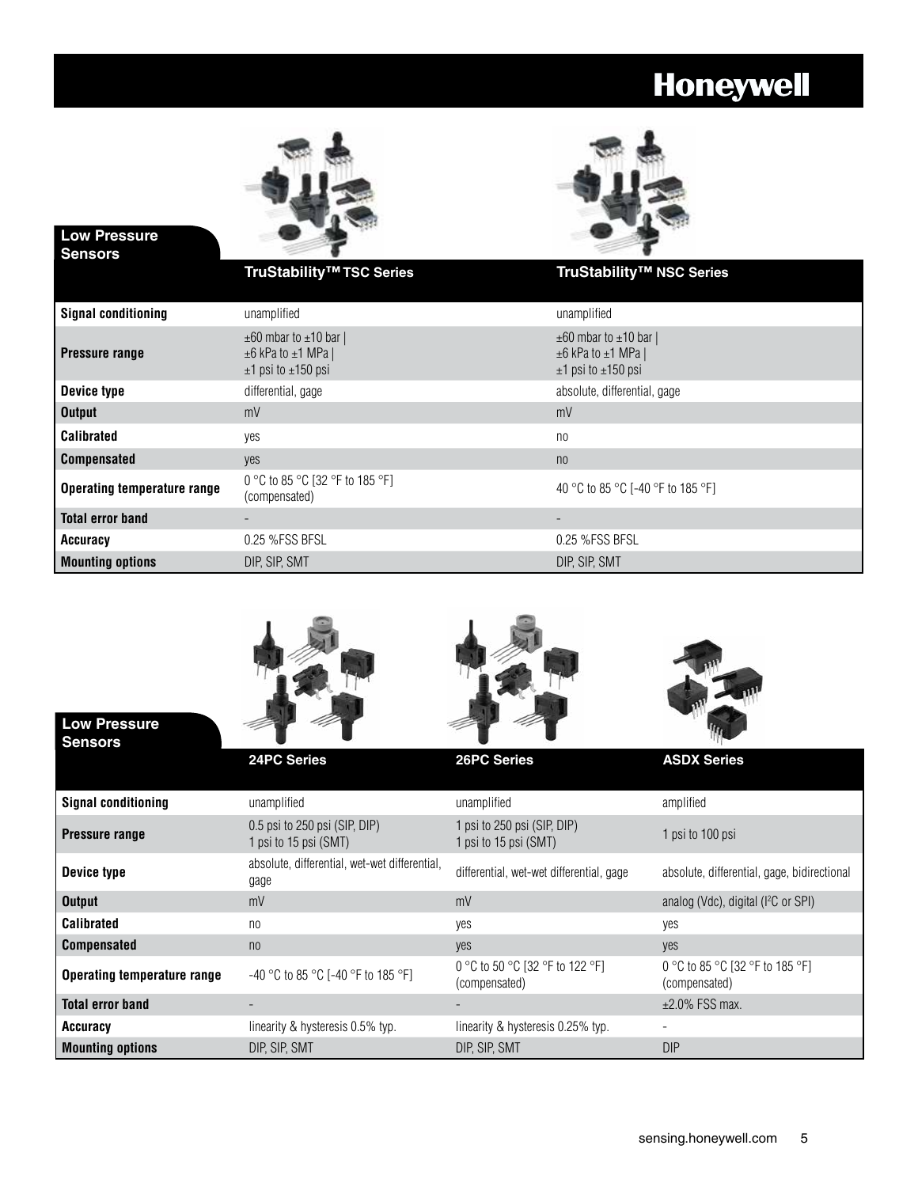## Low Pressure Sensors

| | TruStability™ TSC Series | TruStability™ NSC Series |
|---|---|---|
| **Signal conditioning** | unamplified | unamplified |
| **Pressure range** | ±60 mbar to ±10 bar \| ±6 kPa to ±1 MPa \| ±1 psi to ±150 psi | ±60 mbar to ±10 bar \| ±6 kPa to ±1 MPa \| ±1 psi to ±150 psi |
| **Device type** | differential, gage | absolute, differential, gage |
| **Output** | mV | mV |
| **Calibrated** | yes | no |
| **Compensated** | yes | no |
| **Operating temperature range** | 0 °C to 85 °C [32 °F to 185 °F] (compensated) | 40 °C to 85 °C [-40 °F to 185 °F] |
| **Total error band** | - | - |
| **Accuracy** | 0.25 %FSS BFSL | 0.25 %FSS BFSL |
| **Mounting options** | DIP, SIP, SMT | DIP, SIP, SMT |

## Low Pressure Sensors

| | 24PC Series | 26PC Series | ASDX Series |
|---|---|---|---|
| **Signal conditioning** | unamplified | unamplified | amplified |
| **Pressure range** | 0.5 psi to 250 psi (SIP, DIP) 1 psi to 15 psi (SMT) | 1 psi to 250 psi (SIP, DIP) 1 psi to 15 psi (SMT) | 1 psi to 100 psi |
| **Device type** | absolute, differential, wet-wet differential, gage | differential, wet-wet differential, gage | absolute, differential, gage, bidirectional |
| **Output** | mV | mV | analog (Vdc), digital ($I^2C$ or SPI) |
| **Calibrated** | no | yes | yes |
| **Compensated** | no | yes | yes |
| **Operating temperature range** | -40 °C to 85 °C [-40 °F to 185 °F] | 0 °C to 50 °C [32 °F to 122 °F] (compensated) | 0 °C to 85 °C [32 °F to 185 °F] (compensated) |
| **Total error band** | - | - | ±2.0% FSS max. |
| **Accuracy** | linearity & hysteresis 0.5% typ. | linearity & hysteresis 0.25% typ. | - |
| **Mounting options** | DIP, SIP, SMT | DIP, SIP, SMT | DIP |

sensing.honeywell.com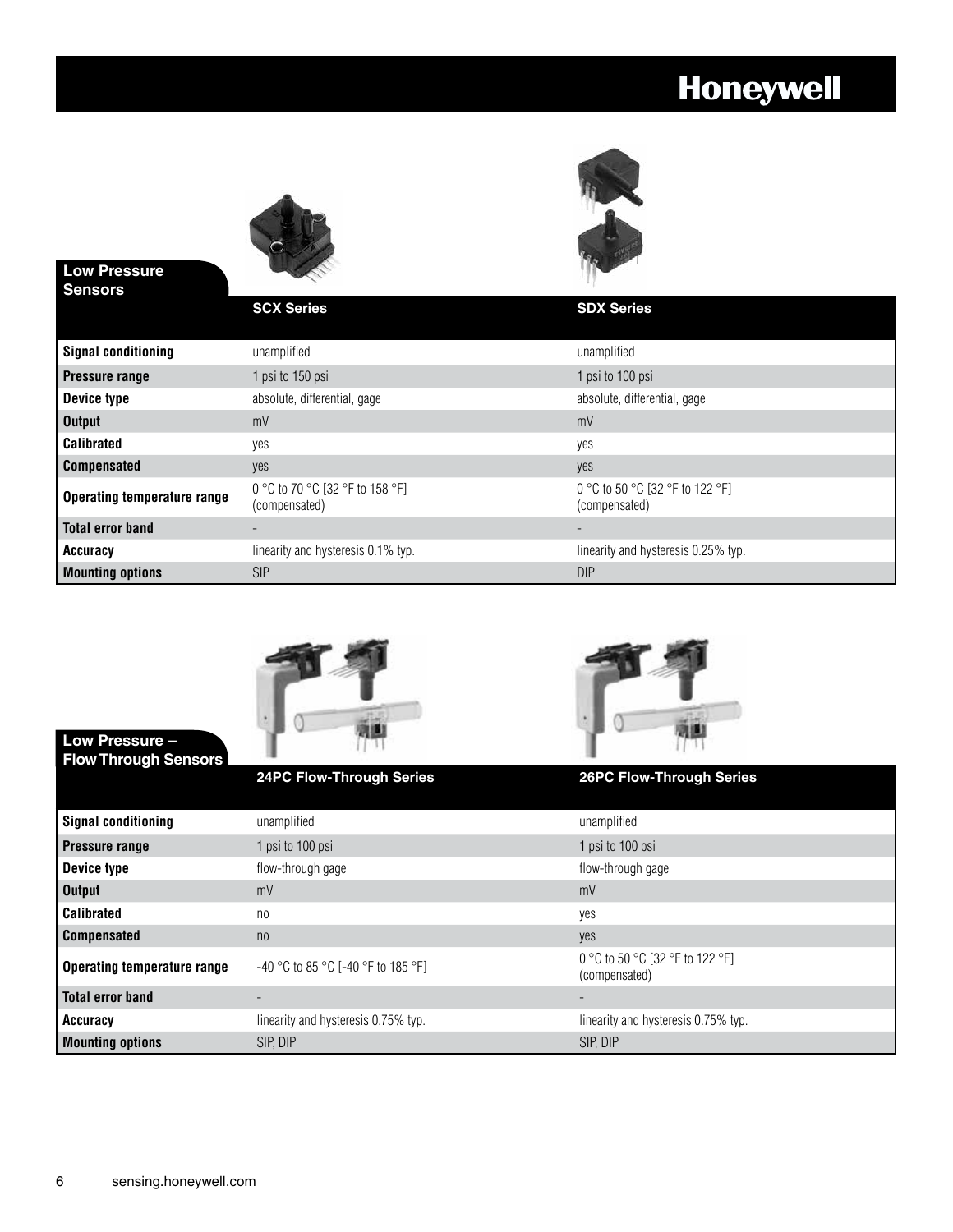## Low Pressure Sensors

| | SCX Series | SDX Series |
|---|---|---|
| **Signal conditioning** | unamplified | unamplified |
| **Pressure range** | 1 psi to 150 psi | 1 psi to 100 psi |
| **Device type** | absolute, differential, gage | absolute, differential, gage |
| **Output** | mV | mV |
| **Calibrated** | yes | yes |
| **Compensated** | yes | yes |
| **Operating temperature range** | 0 °C to 70 °C [32 °F to 158 °F] (compensated) | 0 °C to 50 °C [32 °F to 122 °F] (compensated) |
| **Total error band** | - | - |
| **Accuracy** | linearity and hysteresis 0.1% typ. | linearity and hysteresis 0.25% typ. |
| **Mounting options** | SIP | DIP |

## Low Pressure – Flow Through Sensors

| | 24PC Flow-Through Series | 26PC Flow-Through Series |
|---|---|---|
| **Signal conditioning** | unamplified | unamplified |
| **Pressure range** | 1 psi to 100 psi | 1 psi to 100 psi |
| **Device type** | flow-through gage | flow-through gage |
| **Output** | mV | mV |
| **Calibrated** | no | yes |
| **Compensated** | no | yes |
| **Operating temperature range** | -40 °C to 85 °C [-40 °F to 185 °F] | 0 °C to 50 °C [32 °F to 122 °F] (compensated) |
| **Total error band** | - | - |
| **Accuracy** | linearity and hysteresis 0.75% typ. | linearity and hysteresis 0.75% typ. |
| **Mounting options** | SIP, DIP | SIP, DIP |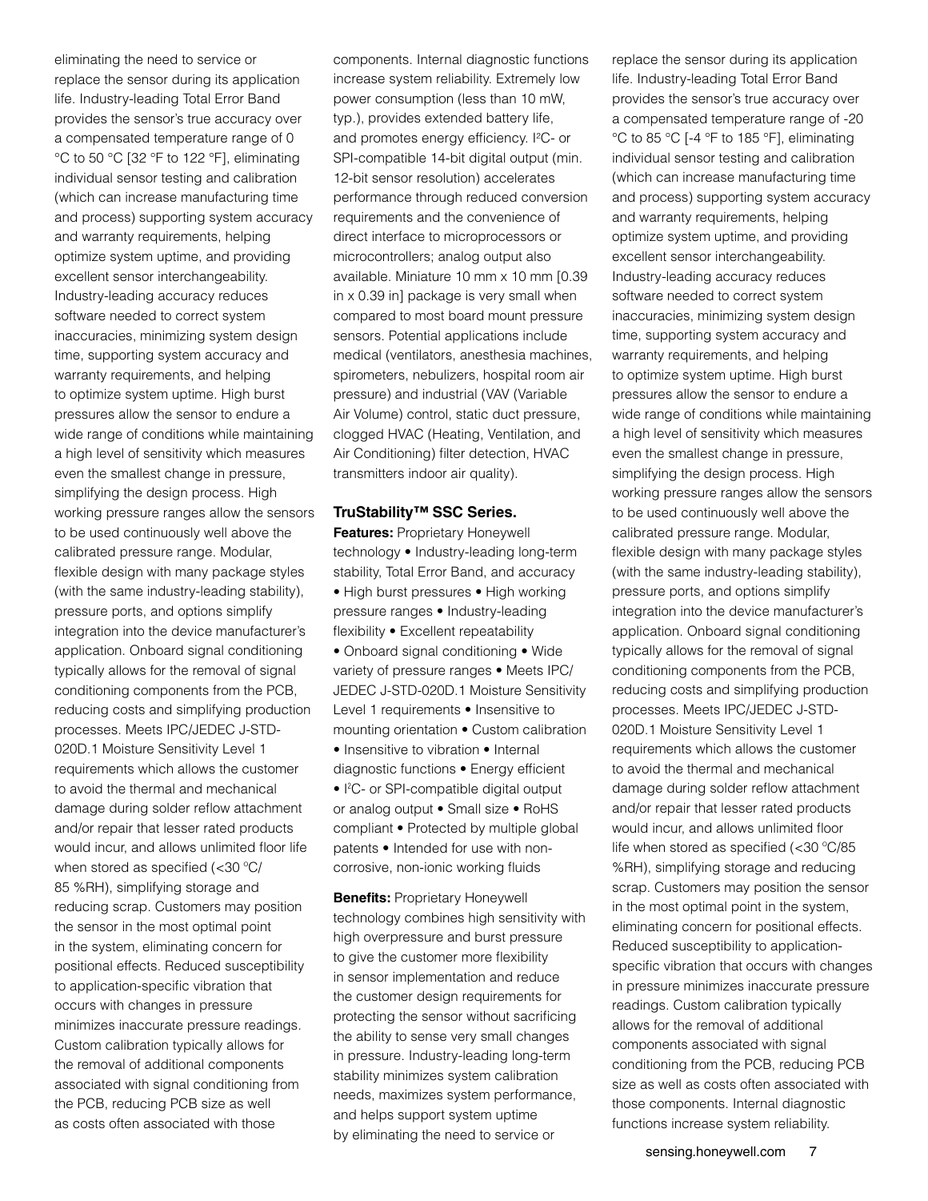eliminating the need to service or replace the sensor during its application life. Industry-leading Total Error Band provides the sensor's true accuracy over a compensated temperature range of 0 °C to 50 °C [32 °F to 122 °F], eliminating individual sensor testing and calibration (which can increase manufacturing time and process) supporting system accuracy and warranty requirements, helping optimize system uptime, and providing excellent sensor interchangeability. Industry-leading accuracy reduces software needed to correct system inaccuracies, minimizing system design time, supporting system accuracy and warranty requirements, and helping to optimize system uptime. High burst pressures allow the sensor to endure a wide range of conditions while maintaining a high level of sensitivity which measures even the smallest change in pressure, simplifying the design process. High working pressure ranges allow the sensors to be used continuously well above the calibrated pressure range. Modular, flexible design with many package styles (with the same industry-leading stability), pressure ports, and options simplify integration into the device manufacturer's application. Onboard signal conditioning typically allows for the removal of signal conditioning components from the PCB, reducing costs and simplifying production processes. Meets IPC/JEDEC J-STD-020D.1 Moisture Sensitivity Level 1 requirements which allows the customer to avoid the thermal and mechanical damage during solder reflow attachment and/or repair that lesser rated products would incur, and allows unlimited floor life when stored as specified (<30 °C/ 85 %RH), simplifying storage and reducing scrap. Customers may position the sensor in the most optimal point in the system, eliminating concern for positional effects. Reduced susceptibility to application-specific vibration that occurs with changes in pressure minimizes inaccurate pressure readings. Custom calibration typically allows for the removal of additional components associated with signal conditioning from the PCB, reducing PCB size as well as costs often associated with those components. Internal diagnostic functions increase system reliability. Extremely low power consumption (less than 10 mW, typ.), provides extended battery life, and promotes energy efficiency. I²C- or SPI-compatible 14-bit digital output (min. 12-bit sensor resolution) accelerates performance through reduced conversion requirements and the convenience of direct interface to microprocessors or microcontrollers; analog output also available. Miniature 10 mm x 10 mm [0.39 in x 0.39 in] package is very small when compared to most board mount pressure sensors. Potential applications include medical (ventilators, anesthesia machines, spirometers, nebulizers, hospital room air pressure) and industrial (VAV (Variable Air Volume) control, static duct pressure, clogged HVAC (Heating, Ventilation, and Air Conditioning) filter detection, HVAC transmitters indoor air quality).

**TruStability™ SSC Series.**

**Features:** Proprietary Honeywell technology • Industry-leading long-term stability, Total Error Band, and accuracy • High burst pressures • High working pressure ranges • Industry-leading flexibility • Excellent repeatability • Onboard signal conditioning • Wide variety of pressure ranges • Meets IPC/JEDEC J-STD-020D.1 Moisture Sensitivity Level 1 requirements • Insensitive to mounting orientation • Custom calibration • Insensitive to vibration • Internal diagnostic functions • Energy efficient • I²C- or SPI-compatible digital output or analog output • Small size • RoHS compliant • Protected by multiple global patents • Intended for use with non-corrosive, non-ionic working fluids

**Benefits:** Proprietary Honeywell technology combines high sensitivity with high overpressure and burst pressure to give the customer more flexibility in sensor implementation and reduce the customer design requirements for protecting the sensor without sacrificing the ability to sense very small changes in pressure. Industry-leading long-term stability minimizes system calibration needs, maximizes system performance, and helps support system uptime by eliminating the need to service or replace the sensor during its application life. Industry-leading Total Error Band provides the sensor's true accuracy over a compensated temperature range of -20 °C to 85 °C [-4 °F to 185 °F], eliminating individual sensor testing and calibration (which can increase manufacturing time and process) supporting system accuracy and warranty requirements, helping optimize system uptime, and providing excellent sensor interchangeability. Industry-leading accuracy reduces software needed to correct system inaccuracies, minimizing system design time, supporting system accuracy and warranty requirements, and helping to optimize system uptime. High burst pressures allow the sensor to endure a wide range of conditions while maintaining a high level of sensitivity which measures even the smallest change in pressure, simplifying the design process. High working pressure ranges allow the sensors to be used continuously well above the calibrated pressure range. Modular, flexible design with many package styles (with the same industry-leading stability), pressure ports, and options simplify integration into the device manufacturer's application. Onboard signal conditioning typically allows for the removal of signal conditioning components from the PCB, reducing costs and simplifying production processes. Meets IPC/JEDEC J-STD-020D.1 Moisture Sensitivity Level 1 requirements which allows the customer to avoid the thermal and mechanical damage during solder reflow attachment and/or repair that lesser rated products would incur, and allows unlimited floor life when stored as specified (<30 °C/85 %RH), simplifying storage and reducing scrap. Customers may position the sensor in the most optimal point in the system, eliminating concern for positional effects. Reduced susceptibility to application-specific vibration that occurs with changes in pressure minimizes inaccurate pressure readings. Custom calibration typically allows for the removal of additional components associated with signal conditioning from the PCB, reducing PCB size as well as costs often associated with those components. Internal diagnostic functions increase system reliability.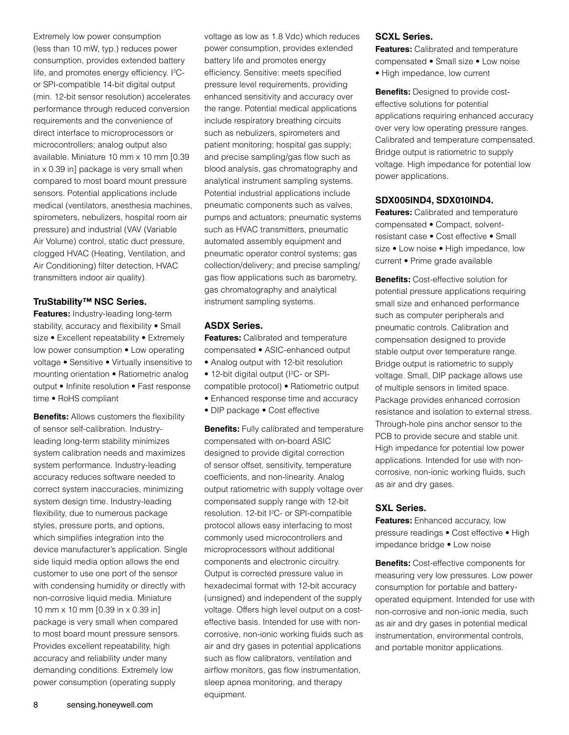Extremely low power consumption (less than 10 mW, typ.) reduces power consumption, provides extended battery life, and promotes energy efficiency. I²C- or SPI-compatible 14-bit digital output (min. 12-bit sensor resolution) accelerates performance through reduced conversion requirements and the convenience of direct interface to microprocessors or microcontrollers; analog output also available. Miniature 10 mm x 10 mm [0.39 in x 0.39 in] package is very small when compared to most board mount pressure sensors. Potential applications include medical (ventilators, anesthesia machines, spirometers, nebulizers, hospital room air pressure) and industrial (VAV (Variable Air Volume) control, static duct pressure, clogged HVAC (Heating, Ventilation, and Air Conditioning) filter detection, HVAC transmitters indoor air quality).

### TruStability™ NSC Series.

**Features:** Industry-leading long-term stability, accuracy and flexibility • Small size • Excellent repeatability • Extremely low power consumption • Low operating voltage • Sensitive • Virtually insensitive to mounting orientation • Ratiometric analog output • Infinite resolution • Fast response time • RoHS compliant

**Benefits:** Allows customers the flexibility of sensor self-calibration. Industry-leading long-term stability minimizes system calibration needs and maximizes system performance. Industry-leading accuracy reduces software needed to correct system inaccuracies, minimizing system design time. Industry-leading flexibility, due to numerous package styles, pressure ports, and options, which simplifies integration into the device manufacturer's application. Single side liquid media option allows the end customer to use one port of the sensor with condensing humidity or directly with non-corrosive liquid media. Miniature 10 mm x 10 mm [0.39 in x 0.39 in] package is very small when compared to most board mount pressure sensors. Provides excellent repeatability, high accuracy and reliability under many demanding conditions. Extremely low power consumption (operating supply voltage as low as 1.8 Vdc) which reduces power consumption, provides extended battery life and promotes energy efficiency. Sensitive: meets specified pressure level requirements, providing enhanced sensitivity and accuracy over the range. Potential medical applications include respiratory breathing circuits such as nebulizers, spirometers and patient monitoring; hospital gas supply; and precise sampling/gas flow such as blood analysis, gas chromatography and analytical instrument sampling systems. Potential industrial applications include pneumatic components such as valves, pumps and actuators; pneumatic systems such as HVAC transmitters, pneumatic automated assembly equipment and pneumatic operator control systems; gas collection/delivery; and precise sampling/gas flow applications such as barometry, gas chromatography and analytical instrument sampling systems.

### ASDX Series.

**Features:** Calibrated and temperature compensated • ASIC-enhanced output • Analog output with 12-bit resolution • 12-bit digital output (I²C- or SPI-compatible protocol) • Ratiometric output • Enhanced response time and accuracy • DIP package • Cost effective

**Benefits:** Fully calibrated and temperature compensated with on-board ASIC designed to provide digital correction of sensor offset, sensitivity, temperature coefficients, and non-linearity. Analog output ratiometric with supply voltage over compensated supply range with 12-bit resolution. 12-bit I²C- or SPI-compatible protocol allows easy interfacing to most commonly used microcontrollers and microprocessors without additional components and electronic circuitry. Output is corrected pressure value in hexadecimal format with 12-bit accuracy (unsigned) and independent of the supply voltage. Offers high level output on a cost-effective basis. Intended for use with non-corrosive, non-ionic working fluids such as air and dry gases in potential applications such as flow calibrators, ventilation and airflow monitors, gas flow instrumentation, sleep apnea monitoring, and therapy equipment.

### SCXL Series.

**Features:** Calibrated and temperature compensated • Small size • Low noise • High impedance, low current

**Benefits:** Designed to provide cost-effective solutions for potential applications requiring enhanced accuracy over very low operating pressure ranges. Calibrated and temperature compensated. Bridge output is ratiometric to supply voltage. High impedance for potential low power applications.

### SDX005IND4, SDX010IND4.

**Features:** Calibrated and temperature compensated • Compact, solvent-resistant case • Cost effective • Small size • Low noise • High impedance, low current • Prime grade available

**Benefits:** Cost-effective solution for potential pressure applications requiring small size and enhanced performance such as computer peripherals and pneumatic controls. Calibration and compensation designed to provide stable output over temperature range. Bridge output is ratiometric to supply voltage. Small, DIP package allows use of multiple sensors in limited space. Package provides enhanced corrosion resistance and isolation to external stress. Through-hole pins anchor sensor to the PCB to provide secure and stable unit. High impedance for potential low power applications. Intended for use with non-corrosive, non-ionic working fluids, such as air and dry gases.

### SXL Series.

**Features:** Enhanced accuracy, low pressure readings • Cost effective • High impedance bridge • Low noise

**Benefits:** Cost-effective components for measuring very low pressures. Low power consumption for portable and battery-operated equipment. Intended for use with non-corrosive and non-ionic media, such as air and dry gases in potential medical instrumentation, environmental controls, and portable monitor applications.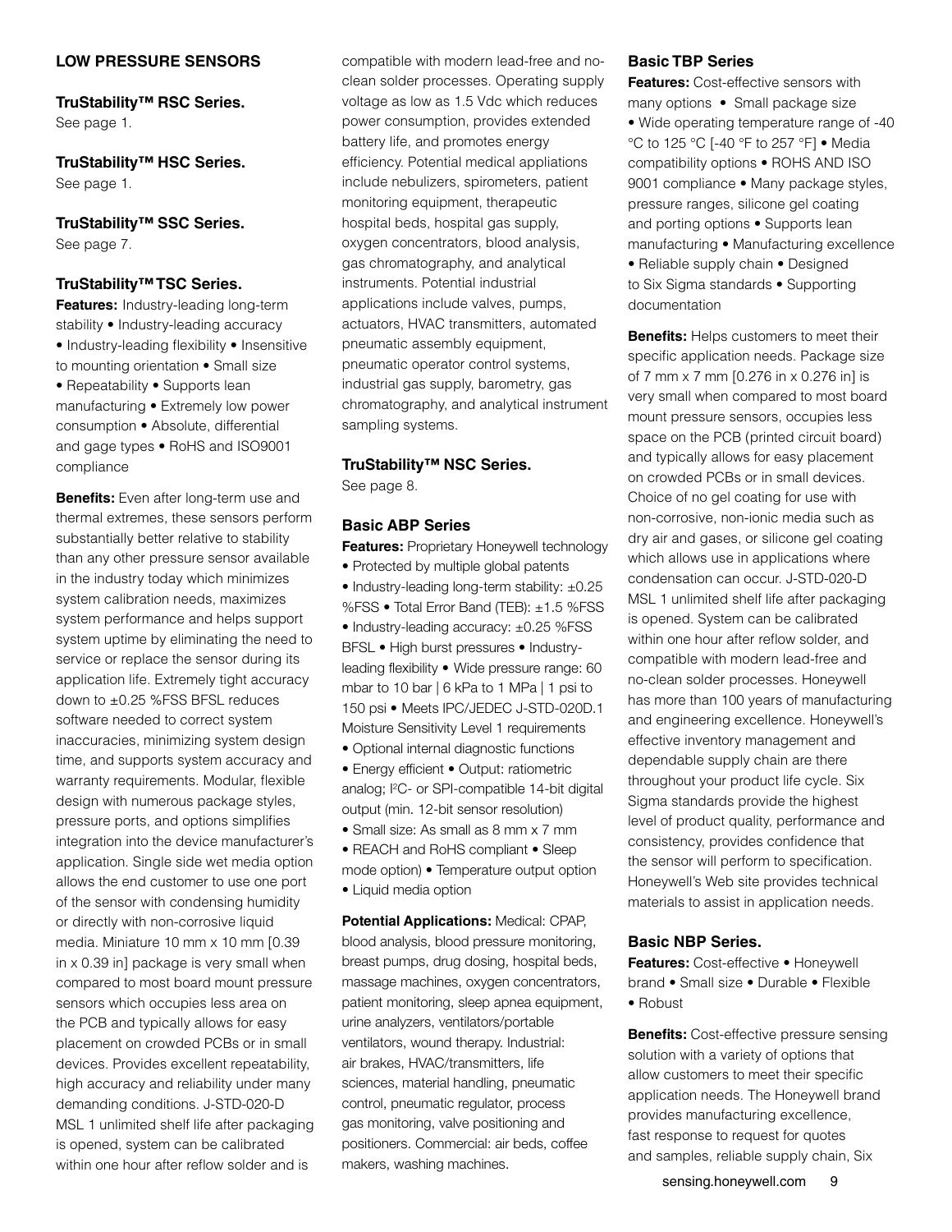## LOW PRESSURE SENSORS

### TruStability™ RSC Series.

See page 1.

### TruStability™ HSC Series.

See page 1.

### TruStability™ SSC Series.

See page 7.

### TruStability™ TSC Series.

**Features:** Industry-leading long-term stability • Industry-leading accuracy • Industry-leading flexibility • Insensitive to mounting orientation • Small size • Repeatability • Supports lean manufacturing • Extremely low power consumption • Absolute, differential and gage types • RoHS and ISO9001 compliance

**Benefits:** Even after long-term use and thermal extremes, these sensors perform substantially better relative to stability than any other pressure sensor available in the industry today which minimizes system calibration needs, maximizes system performance and helps support system uptime by eliminating the need to service or replace the sensor during its application life. Extremely tight accuracy down to ±0.25 %FSS BFSL reduces software needed to correct system inaccuracies, minimizing system design time, and supports system accuracy and warranty requirements. Modular, flexible design with numerous package styles, pressure ports, and options simplifies integration into the device manufacturer's application. Single side wet media option allows the end customer to use one port of the sensor with condensing humidity or directly with non-corrosive liquid media. Miniature 10 mm x 10 mm [0.39 in x 0.39 in] package is very small when compared to most board mount pressure sensors which occupies less area on the PCB and typically allows for easy placement on crowded PCBs or in small devices. Provides excellent repeatability, high accuracy and reliability under many demanding conditions. J-STD-020-D MSL 1 unlimited shelf life after packaging is opened, system can be calibrated within one hour after reflow solder and is compatible with modern lead-free and no-clean solder processes. Operating supply voltage as low as 1.5 Vdc which reduces power consumption, provides extended battery life, and promotes energy efficiency. Potential medical appliations include nebulizers, spirometers, patient monitoring equipment, therapeutic hospital beds, hospital gas supply, oxygen concentrators, blood analysis, gas chromatography, and analytical instruments. Potential industrial applications include valves, pumps, actuators, HVAC transmitters, automated pneumatic assembly equipment, pneumatic operator control systems, industrial gas supply, barometry, gas chromatography, and analytical instrument sampling systems.

### TruStability™ NSC Series.

See page 8.

### Basic ABP Series

**Features:** Proprietary Honeywell technology • Protected by multiple global patents • Industry-leading long-term stability: ±0.25 %FSS • Total Error Band (TEB): ±1.5 %FSS • Industry-leading accuracy: ±0.25 %FSS BFSL • High burst pressures • Industry-leading flexibility • Wide pressure range: 60 mbar to 10 bar | 6 kPa to 1 MPa | 1 psi to 150 psi • Meets IPC/JEDEC J-STD-020D.1 Moisture Sensitivity Level 1 requirements • Optional internal diagnostic functions • Energy efficient • Output: ratiometric analog; I²C- or SPI-compatible 14-bit digital output (min. 12-bit sensor resolution) • Small size: As small as 8 mm x 7 mm • REACH and RoHS compliant • Sleep mode option) • Temperature output option • Liquid media option

**Potential Applications:** Medical: CPAP, blood analysis, blood pressure monitoring, breast pumps, drug dosing, hospital beds, massage machines, oxygen concentrators, patient monitoring, sleep apnea equipment, urine analyzers, ventilators/portable ventilators, wound therapy. Industrial: air brakes, HVAC/transmitters, life sciences, material handling, pneumatic control, pneumatic regulator, process gas monitoring, valve positioning and positioners. Commercial: air beds, coffee makers, washing machines.

### Basic TBP Series

**Features:** Cost-effective sensors with many options • Small package size • Wide operating temperature range of -40 °C to 125 °C [-40 °F to 257 °F] • Media compatibility options • ROHS AND ISO 9001 compliance • Many package styles, pressure ranges, silicone gel coating and porting options • Supports lean manufacturing • Manufacturing excellence • Reliable supply chain • Designed to Six Sigma standards • Supporting documentation

**Benefits:** Helps customers to meet their specific application needs. Package size of 7 mm x 7 mm [0.276 in x 0.276 in] is very small when compared to most board mount pressure sensors, occupies less space on the PCB (printed circuit board) and typically allows for easy placement on crowded PCBs or in small devices. Choice of no gel coating for use with non-corrosive, non-ionic media such as dry air and gases, or silicone gel coating which allows use in applications where condensation can occur. J-STD-020-D MSL 1 unlimited shelf life after packaging is opened. System can be calibrated within one hour after reflow solder, and compatible with modern lead-free and no-clean solder processes. Honeywell has more than 100 years of manufacturing and engineering excellence. Honeywell's effective inventory management and dependable supply chain are there throughout your product life cycle. Six Sigma standards provide the highest level of product quality, performance and consistency, provides confidence that the sensor will perform to specification. Honeywell's Web site provides technical materials to assist in application needs.

### Basic NBP Series.

**Features:** Cost-effective • Honeywell brand • Small size • Durable • Flexible • Robust

**Benefits:** Cost-effective pressure sensing solution with a variety of options that allow customers to meet their specific application needs. The Honeywell brand provides manufacturing excellence, fast response to request for quotes and samples, reliable supply chain, Six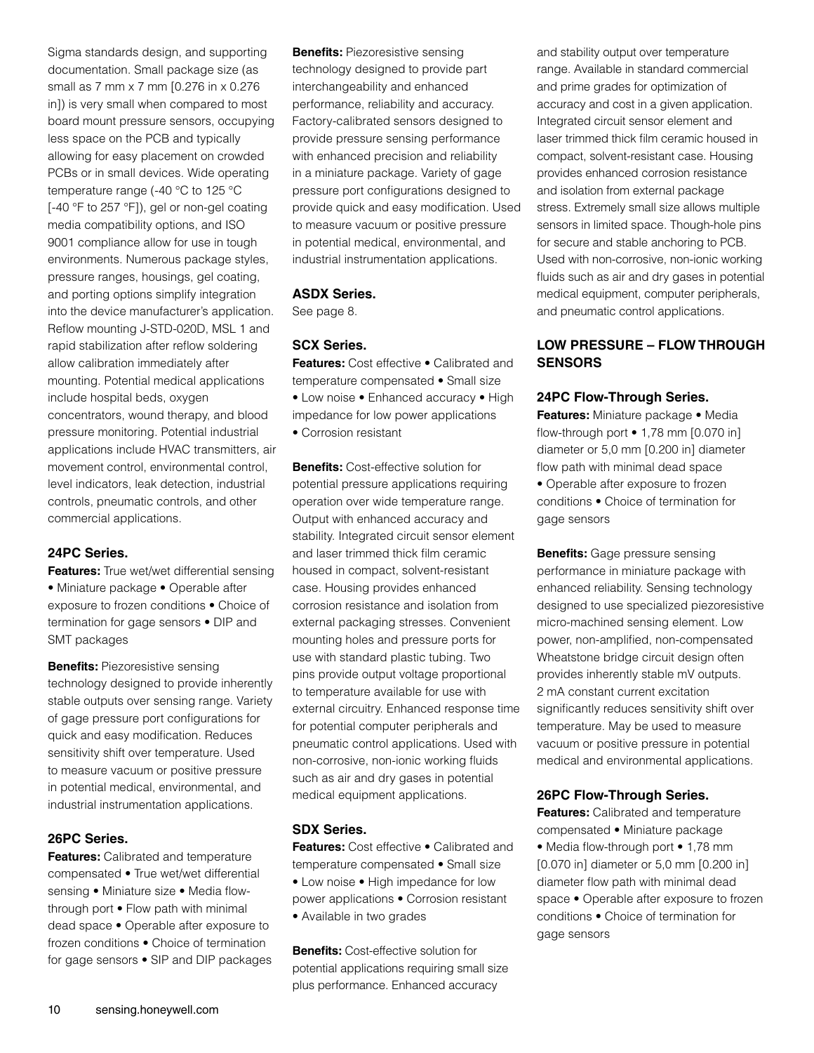Sigma standards design, and supporting documentation. Small package size (as small as 7 mm x 7 mm [0.276 in x 0.276 in]) is very small when compared to most board mount pressure sensors, occupying less space on the PCB and typically allowing for easy placement on crowded PCBs or in small devices. Wide operating temperature range (-40 °C to 125 °C [-40 °F to 257 °F]), gel or non-gel coating media compatibility options, and ISO 9001 compliance allow for use in tough environments. Numerous package styles, pressure ranges, housings, gel coating, and porting options simplify integration into the device manufacturer's application. Reflow mounting J-STD-020D, MSL 1 and rapid stabilization after reflow soldering allow calibration immediately after mounting. Potential medical applications include hospital beds, oxygen concentrators, wound therapy, and blood pressure monitoring. Potential industrial applications include HVAC transmitters, air movement control, environmental control, level indicators, leak detection, industrial controls, pneumatic controls, and other commercial applications.

### 24PC Series.

**Features:** True wet/wet differential sensing • Miniature package • Operable after exposure to frozen conditions • Choice of termination for gage sensors • DIP and SMT packages

**Benefits:** Piezoresistive sensing technology designed to provide inherently stable outputs over sensing range. Variety of gage pressure port configurations for quick and easy modification. Reduces sensitivity shift over temperature. Used to measure vacuum or positive pressure in potential medical, environmental, and industrial instrumentation applications.

### 26PC Series.

**Features:** Calibrated and temperature compensated • True wet/wet differential sensing • Miniature size • Media flow-through port • Flow path with minimal dead space • Operable after exposure to frozen conditions • Choice of termination for gage sensors • SIP and DIP packages

**Benefits:** Piezoresistive sensing technology designed to provide part interchangeability and enhanced performance, reliability and accuracy. Factory-calibrated sensors designed to provide pressure sensing performance with enhanced precision and reliability in a miniature package. Variety of gage pressure port configurations designed to provide quick and easy modification. Used to measure vacuum or positive pressure in potential medical, environmental, and industrial instrumentation applications.

### ASDX Series.

See page 8.

### SCX Series.

**Features:** Cost effective • Calibrated and temperature compensated • Small size • Low noise • Enhanced accuracy • High impedance for low power applications • Corrosion resistant

**Benefits:** Cost-effective solution for potential pressure applications requiring operation over wide temperature range. Output with enhanced accuracy and stability. Integrated circuit sensor element and laser trimmed thick film ceramic housed in compact, solvent-resistant case. Housing provides enhanced corrosion resistance and isolation from external packaging stresses. Convenient mounting holes and pressure ports for use with standard plastic tubing. Two pins provide output voltage proportional to temperature available for use with external circuitry. Enhanced response time for potential computer peripherals and pneumatic control applications. Used with non-corrosive, non-ionic working fluids such as air and dry gases in potential medical equipment applications.

### SDX Series.

**Features:** Cost effective • Calibrated and temperature compensated • Small size • Low noise • High impedance for low power applications • Corrosion resistant • Available in two grades

**Benefits:** Cost-effective solution for potential applications requiring small size plus performance. Enhanced accuracy and stability output over temperature range. Available in standard commercial and prime grades for optimization of accuracy and cost in a given application. Integrated circuit sensor element and laser trimmed thick film ceramic housed in compact, solvent-resistant case. Housing provides enhanced corrosion resistance and isolation from external package stress. Extremely small size allows multiple sensors in limited space. Though-hole pins for secure and stable anchoring to PCB. Used with non-corrosive, non-ionic working fluids such as air and dry gases in potential medical equipment, computer peripherals, and pneumatic control applications.

## LOW PRESSURE – FLOW THROUGH SENSORS

### 24PC Flow-Through Series.

**Features:** Miniature package • Media flow-through port • 1,78 mm [0.070 in] diameter or 5,0 mm [0.200 in] diameter flow path with minimal dead space • Operable after exposure to frozen conditions • Choice of termination for gage sensors

**Benefits:** Gage pressure sensing performance in miniature package with enhanced reliability. Sensing technology designed to use specialized piezoresistive micro-machined sensing element. Low power, non-amplified, non-compensated Wheatstone bridge circuit design often provides inherently stable mV outputs. 2 mA constant current excitation significantly reduces sensitivity shift over temperature. May be used to measure vacuum or positive pressure in potential medical and environmental applications.

### 26PC Flow-Through Series.

**Features:** Calibrated and temperature compensated • Miniature package • Media flow-through port • 1,78 mm [0.070 in] diameter or 5,0 mm [0.200 in] diameter flow path with minimal dead space • Operable after exposure to frozen conditions • Choice of termination for gage sensors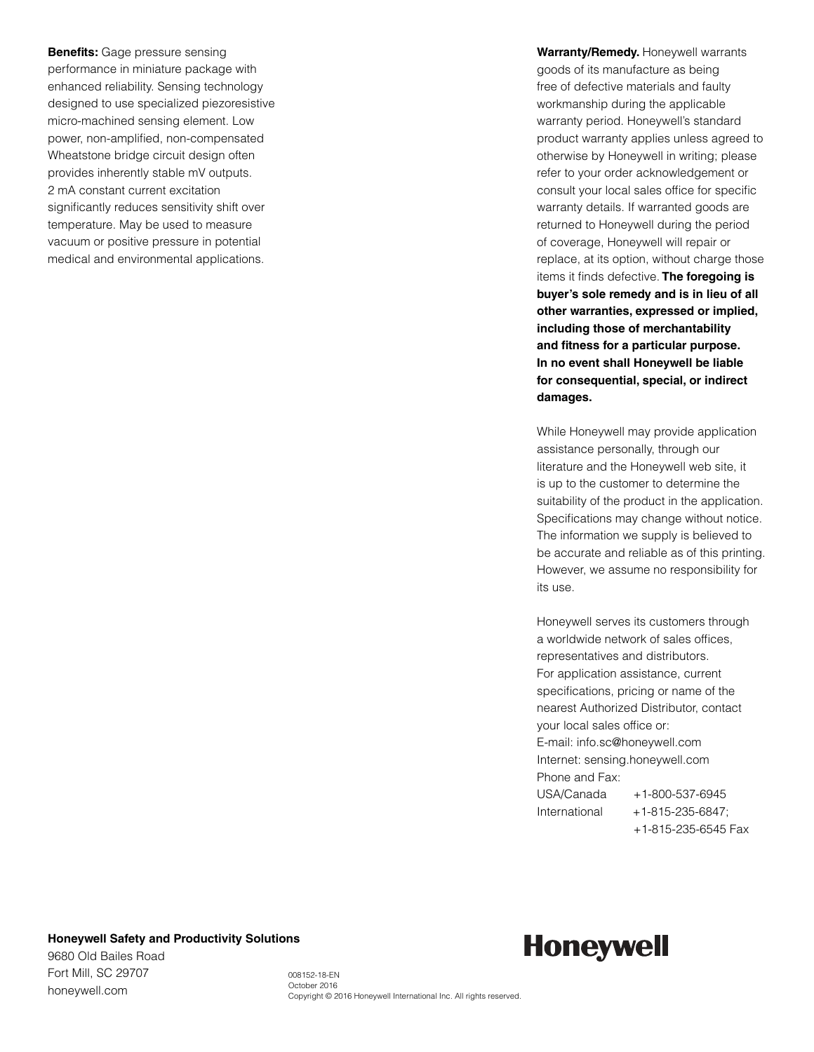**Benefits:** Gage pressure sensing performance in miniature package with enhanced reliability. Sensing technology designed to use specialized piezoresistive micro-machined sensing element. Low power, non-amplified, non-compensated Wheatstone bridge circuit design often provides inherently stable mV outputs. 2 mA constant current excitation significantly reduces sensitivity shift over temperature. May be used to measure vacuum or positive pressure in potential medical and environmental applications.

**Warranty/Remedy.** Honeywell warrants goods of its manufacture as being free of defective materials and faulty workmanship during the applicable warranty period. Honeywell's standard product warranty applies unless agreed to otherwise by Honeywell in writing; please refer to your order acknowledgement or consult your local sales office for specific warranty details. If warranted goods are returned to Honeywell during the period of coverage, Honeywell will repair or replace, at its option, without charge those items it finds defective. **The foregoing is buyer's sole remedy and is in lieu of all other warranties, expressed or implied, including those of merchantability and fitness for a particular purpose. In no event shall Honeywell be liable for consequential, special, or indirect damages.**

While Honeywell may provide application assistance personally, through our literature and the Honeywell web site, it is up to the customer to determine the suitability of the product in the application. Specifications may change without notice. The information we supply is believed to be accurate and reliable as of this printing. However, we assume no responsibility for its use.

Honeywell serves its customers through a worldwide network of sales offices, representatives and distributors. For application assistance, current specifications, pricing or name of the nearest Authorized Distributor, contact your local sales office or:
E-mail: info.sc@honeywell.com
Internet: sensing.honeywell.com
Phone and Fax:

| | |
|---|---|
| USA/Canada | +1-800-537-6945 |
| International | +1-815-235-6847; |
| | +1-815-235-6545 Fax |

**Honeywell Safety and Productivity Solutions**
9680 Old Bailes Road
Fort Mill, SC 29707
honeywell.com

008152-18-EN
October 2016
Copyright © 2016 Honeywell International Inc. All rights reserved.

**Honeywell**